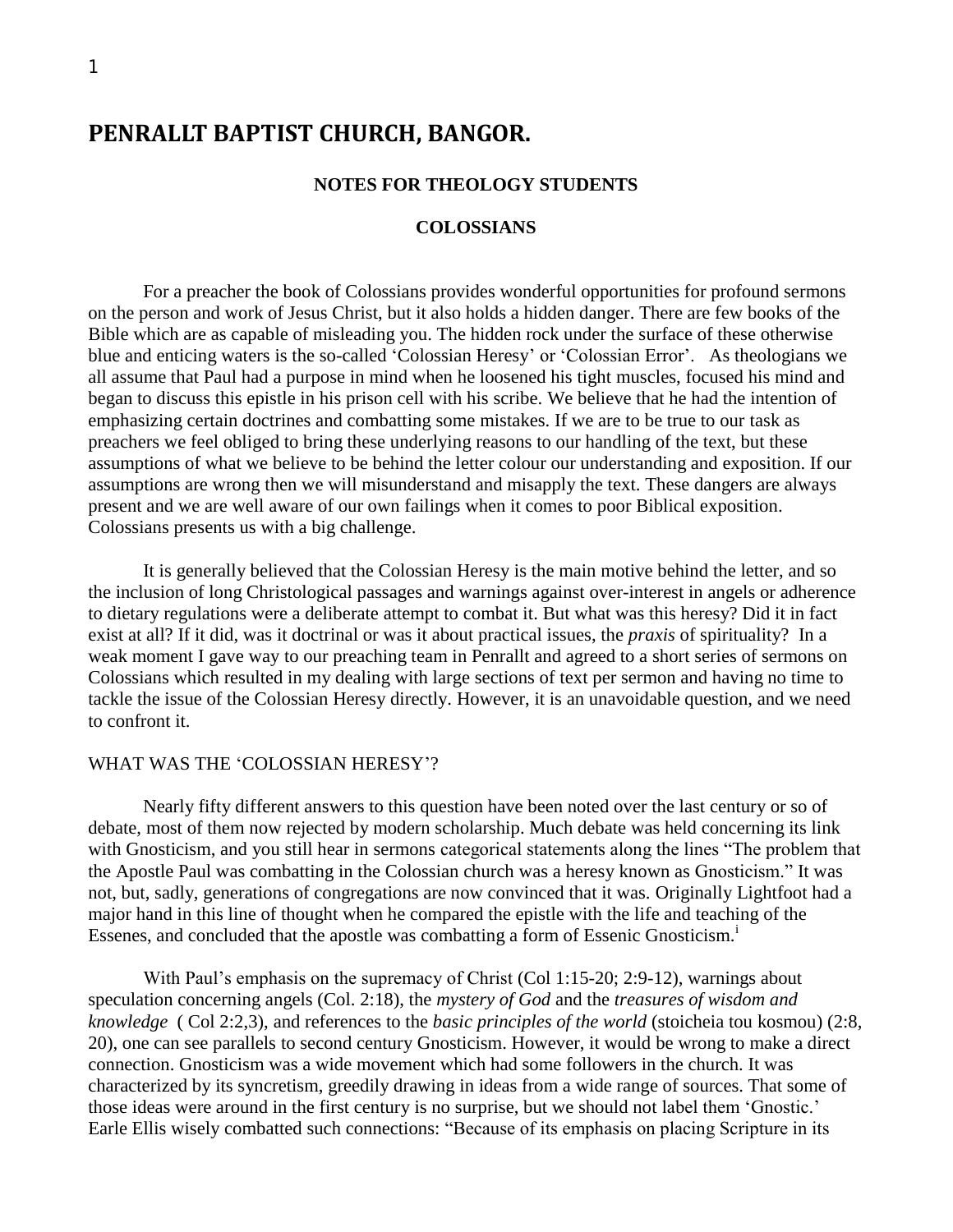# PENRALLT BAPTIST CHURCH, BANGOR.

## NOTES FOR THEOLOGY STUDENTS

## COLOSSIANS

For a preacher the book of Colossians provides wonderful opportunities for profound sermons on the person and work of Jesus Christ, but it also holds a hidden danger. There are few books of the Bible which are as capable of misleading you. The hidden rock under the surface of these otherwise blue and enticing waters is the so-called 'Colossian Heresy' or 'Colossian Error'. As theologians we all assume that Paul had a purpose in mind when he loosened his tight muscles, focused his mind and began to discuss this epistle in his prison cell with his scribe. We believe that he had the intention of emphasizing certain doctrines and combatting some mistakes. If we are to be true to our task as preachers we feel obliged to bring these underlying reasons to our handling of the text, but these assumptions of what we believe to be behind the letter colour our understanding and exposition. If our assumptions are wrong then we will misunderstand and misapply the text. These dangers are always present and we are well aware of our own failings when it comes to poor Biblical exposition. Colossians presents us with a big challenge.

It is generally believed that the Colossian Heresy is the main motive behind the letter, and so the inclusion of long Christological passages and warnings against over-interest in angels or adherence to dietary regulations were a deliberate attempt to combat it. But what was this heresy? Did it in fact exist at all? If it did, was it doctrinal or was it about practical issues, the *praxis* of spirituality? In a weak moment I gave way to our preaching team in Penrallt and agreed to a short series of sermons on Colossians which resulted in my dealing with large sections of text per sermon and having no time to tackle the issue of the Colossian Heresy directly. However, it is an unavoidable question, and we need to confront it.

### WHAT WAS THE 'COLOSSIAN HERESY'?

Nearly fifty different answers to this question have been noted over the last century or so of debate, most of them now rejected by modern scholarship. Much debate was held concerning its link with Gnosticism, and you still hear in sermons categorical statements along the lines "The problem that the Apostle Paul was combatting in the Colossian church was a heresy known as Gnosticism." It was not, but, sadly, generations of congregations are now convinced that it was. Originally Lightfoot had a major hand in this line of thought when he compared the epistle with the life and teaching of the Essenes, and concluded that the apostle was combatting a form of Essenic Gnosticism.[i]

With Paul's emphasis on the supremacy of Christ (Col 1:15-20; 2:9-12), warnings about speculation concerning angels (Col. 2:18), the *mystery of God* and the *treasures of wisdom and knowledge* ( Col 2:2,3), and references to the *basic principles of the world* (stoicheia tou kosmou) (2:8, 20), one can see parallels to second century Gnosticism. However, it would be wrong to make a direct connection. Gnosticism was a wide movement which had some followers in the church. It was characterized by its syncretism, greedily drawing in ideas from a wide range of sources. That some of those ideas were around in the first century is no surprise, but we should not label them 'Gnostic.' Earle Ellis wisely combatted such connections: "Because of its emphasis on placing Scripture in its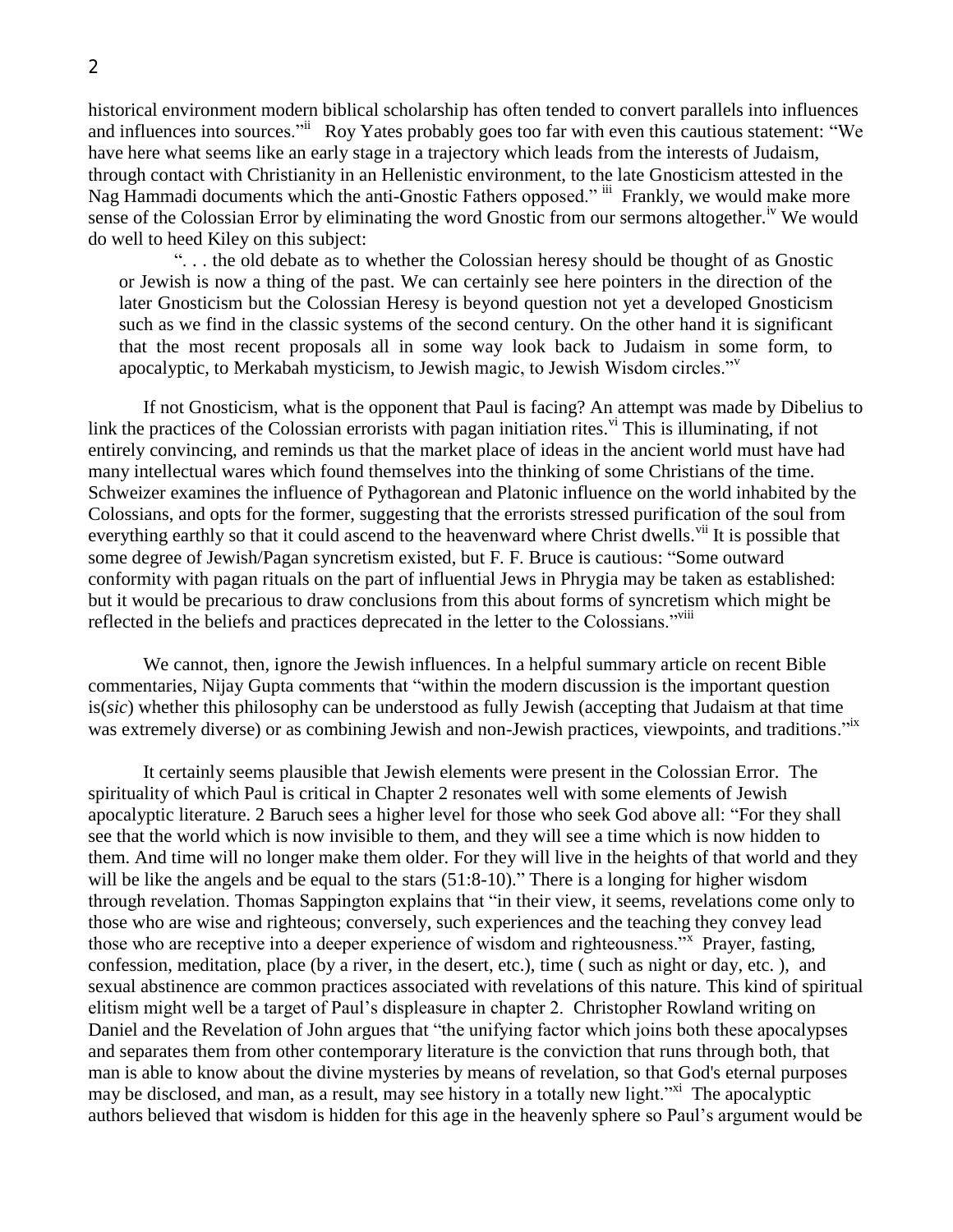historical environment modern biblical scholarship has often tended to convert parallels into influences and influences into sources."[ii] Roy Yates probably goes too far with even this cautious statement: "We have here what seems like an early stage in a trajectory which leads from the interests of Judaism, through contact with Christianity in an Hellenistic environment, to the late Gnosticism attested in the Nag Hammadi documents which the anti-Gnostic Fathers opposed." [iii] Frankly, we would make more sense of the Colossian Error by eliminating the word Gnostic from our sermons altogether.[iv] We would do well to heed Kiley on this subject:

> ". . . the old debate as to whether the Colossian heresy should be thought of as Gnostic or Jewish is now a thing of the past. We can certainly see here pointers in the direction of the later Gnosticism but the Colossian Heresy is beyond question not yet a developed Gnosticism such as we find in the classic systems of the second century. On the other hand it is significant that the most recent proposals all in some way look back to Judaism in some form, to apocalyptic, to Merkabah mysticism, to Jewish magic, to Jewish Wisdom circles."[v]

If not Gnosticism, what is the opponent that Paul is facing? An attempt was made by Dibelius to link the practices of the Colossian errorists with pagan initiation rites.[vi] This is illuminating, if not entirely convincing, and reminds us that the market place of ideas in the ancient world must have had many intellectual wares which found themselves into the thinking of some Christians of the time. Schweizer examines the influence of Pythagorean and Platonic influence on the world inhabited by the Colossians, and opts for the former, suggesting that the errorists stressed purification of the soul from everything earthly so that it could ascend to the heavenward where Christ dwells.[vii] It is possible that some degree of Jewish/Pagan syncretism existed, but F. F. Bruce is cautious: "Some outward conformity with pagan rituals on the part of influential Jews in Phrygia may be taken as established: but it would be precarious to draw conclusions from this about forms of syncretism which might be reflected in the beliefs and practices deprecated in the letter to the Colossians."[viii]

We cannot, then, ignore the Jewish influences. In a helpful summary article on recent Bible commentaries, Nijay Gupta comments that "within the modern discussion is the important question is(*sic*) whether this philosophy can be understood as fully Jewish (accepting that Judaism at that time was extremely diverse) or as combining Jewish and non-Jewish practices, viewpoints, and traditions."[ix]

It certainly seems plausible that Jewish elements were present in the Colossian Error. The spirituality of which Paul is critical in Chapter 2 resonates well with some elements of Jewish apocalyptic literature. 2 Baruch sees a higher level for those who seek God above all: "For they shall see that the world which is now invisible to them, and they will see a time which is now hidden to them. And time will no longer make them older. For they will live in the heights of that world and they will be like the angels and be equal to the stars (51:8-10)." There is a longing for higher wisdom through revelation. Thomas Sappington explains that "in their view, it seems, revelations come only to those who are wise and righteous; conversely, such experiences and the teaching they convey lead those who are receptive into a deeper experience of wisdom and righteousness."[x] Prayer, fasting, confession, meditation, place (by a river, in the desert, etc.), time ( such as night or day, etc. ), and sexual abstinence are common practices associated with revelations of this nature. This kind of spiritual elitism might well be a target of Paul's displeasure in chapter 2. Christopher Rowland writing on Daniel and the Revelation of John argues that "the unifying factor which joins both these apocalypses and separates them from other contemporary literature is the conviction that runs through both, that man is able to know about the divine mysteries by means of revelation, so that God's eternal purposes may be disclosed, and man, as a result, may see history in a totally new light."[xi] The apocalyptic authors believed that wisdom is hidden for this age in the heavenly sphere so Paul's argument would be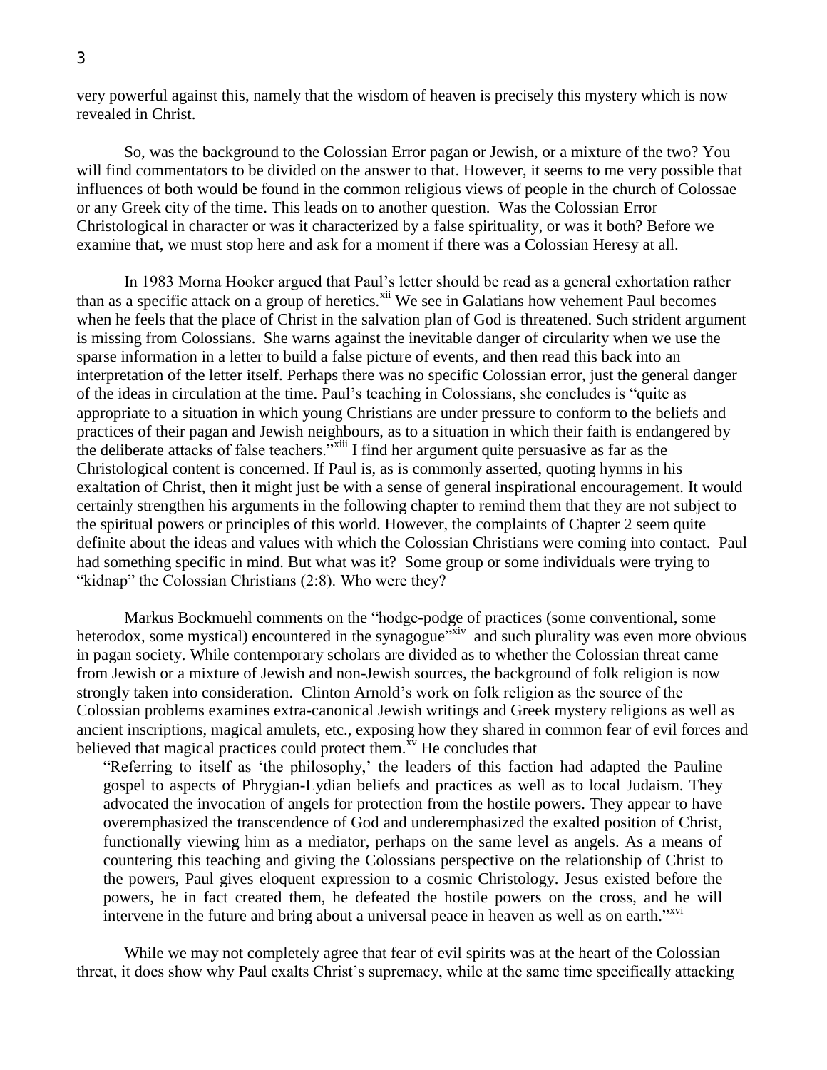very powerful against this, namely that the wisdom of heaven is precisely this mystery which is now revealed in Christ.

So, was the background to the Colossian Error pagan or Jewish, or a mixture of the two? You will find commentators to be divided on the answer to that. However, it seems to me very possible that influences of both would be found in the common religious views of people in the church of Colossae or any Greek city of the time. This leads on to another question. Was the Colossian Error Christological in character or was it characterized by a false spirituality, or was it both? Before we examine that, we must stop here and ask for a moment if there was a Colossian Heresy at all.

In 1983 Morna Hooker argued that Paul's letter should be read as a general exhortation rather than as a specific attack on a group of heretics.[xii] We see in Galatians how vehement Paul becomes when he feels that the place of Christ in the salvation plan of God is threatened. Such strident argument is missing from Colossians. She warns against the inevitable danger of circularity when we use the sparse information in a letter to build a false picture of events, and then read this back into an interpretation of the letter itself. Perhaps there was no specific Colossian error, just the general danger of the ideas in circulation at the time. Paul's teaching in Colossians, she concludes is "quite as appropriate to a situation in which young Christians are under pressure to conform to the beliefs and practices of their pagan and Jewish neighbours, as to a situation in which their faith is endangered by the deliberate attacks of false teachers."[xiii] I find her argument quite persuasive as far as the Christological content is concerned. If Paul is, as is commonly asserted, quoting hymns in his exaltation of Christ, then it might just be with a sense of general inspirational encouragement. It would certainly strengthen his arguments in the following chapter to remind them that they are not subject to the spiritual powers or principles of this world. However, the complaints of Chapter 2 seem quite definite about the ideas and values with which the Colossian Christians were coming into contact. Paul had something specific in mind. But what was it? Some group or some individuals were trying to "kidnap" the Colossian Christians (2:8). Who were they?

Markus Bockmuehl comments on the "hodge-podge of practices (some conventional, some heterodox, some mystical) encountered in the synagogue"[xiv] and such plurality was even more obvious in pagan society. While contemporary scholars are divided as to whether the Colossian threat came from Jewish or a mixture of Jewish and non-Jewish sources, the background of folk religion is now strongly taken into consideration. Clinton Arnold's work on folk religion as the source of the Colossian problems examines extra-canonical Jewish writings and Greek mystery religions as well as ancient inscriptions, magical amulets, etc., exposing how they shared in common fear of evil forces and believed that magical practices could protect them.[xv] He concludes that

> "Referring to itself as 'the philosophy,' the leaders of this faction had adapted the Pauline gospel to aspects of Phrygian-Lydian beliefs and practices as well as to local Judaism. They advocated the invocation of angels for protection from the hostile powers. They appear to have overemphasized the transcendence of God and underemphasized the exalted position of Christ, functionally viewing him as a mediator, perhaps on the same level as angels. As a means of countering this teaching and giving the Colossians perspective on the relationship of Christ to the powers, Paul gives eloquent expression to a cosmic Christology. Jesus existed before the powers, he in fact created them, he defeated the hostile powers on the cross, and he will intervene in the future and bring about a universal peace in heaven as well as on earth."[xvi]

While we may not completely agree that fear of evil spirits was at the heart of the Colossian threat, it does show why Paul exalts Christ's supremacy, while at the same time specifically attacking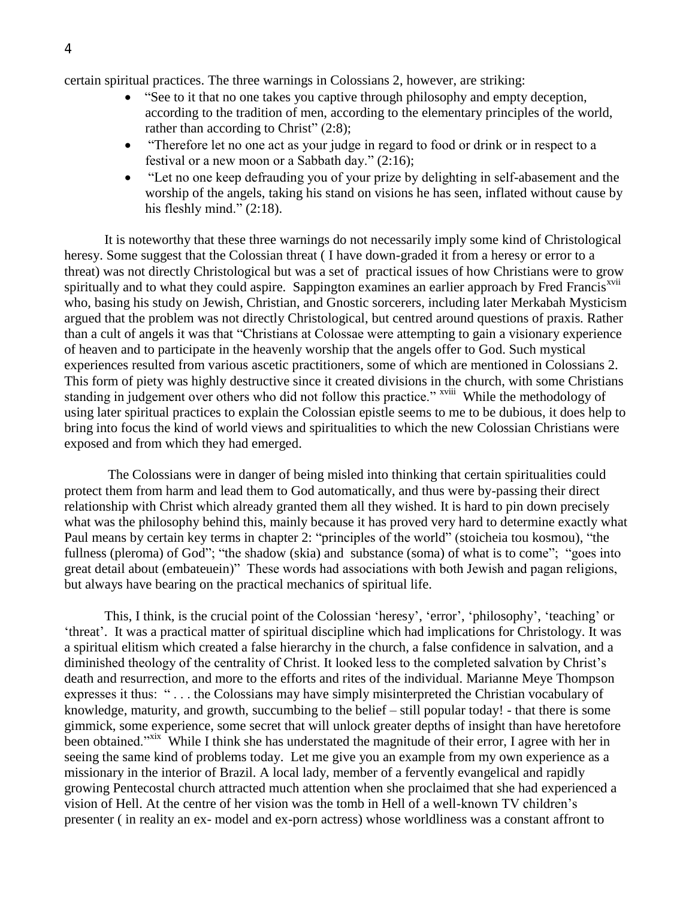certain spiritual practices. The three warnings in Colossians 2, however, are striking:

- "See to it that no one takes you captive through philosophy and empty deception, according to the tradition of men, according to the elementary principles of the world, rather than according to Christ" (2:8);
- "Therefore let no one act as your judge in regard to food or drink or in respect to a festival or a new moon or a Sabbath day." (2:16);
- "Let no one keep defrauding you of your prize by delighting in self-abasement and the worship of the angels, taking his stand on visions he has seen, inflated without cause by his fleshly mind." (2:18).

It is noteworthy that these three warnings do not necessarily imply some kind of Christological heresy. Some suggest that the Colossian threat ( I have down-graded it from a heresy or error to a threat) was not directly Christological but was a set of practical issues of how Christians were to grow spiritually and to what they could aspire. Sappington examines an earlier approach by Fred Francis[xvii] who, basing his study on Jewish, Christian, and Gnostic sorcerers, including later Merkabah Mysticism argued that the problem was not directly Christological, but centred around questions of praxis. Rather than a cult of angels it was that "Christians at Colossae were attempting to gain a visionary experience of heaven and to participate in the heavenly worship that the angels offer to God. Such mystical experiences resulted from various ascetic practitioners, some of which are mentioned in Colossians 2. This form of piety was highly destructive since it created divisions in the church, with some Christians standing in judgement over others who did not follow this practice." [xviii] While the methodology of using later spiritual practices to explain the Colossian epistle seems to me to be dubious, it does help to bring into focus the kind of world views and spiritualities to which the new Colossian Christians were exposed and from which they had emerged.

The Colossians were in danger of being misled into thinking that certain spiritualities could protect them from harm and lead them to God automatically, and thus were by-passing their direct relationship with Christ which already granted them all they wished. It is hard to pin down precisely what was the philosophy behind this, mainly because it has proved very hard to determine exactly what Paul means by certain key terms in chapter 2: "principles of the world" (stoicheia tou kosmou), "the fullness (pleroma) of God"; "the shadow (skia) and substance (soma) of what is to come"; "goes into great detail about (embateuein)" These words had associations with both Jewish and pagan religions, but always have bearing on the practical mechanics of spiritual life.

This, I think, is the crucial point of the Colossian 'heresy', 'error', 'philosophy', 'teaching' or 'threat'. It was a practical matter of spiritual discipline which had implications for Christology. It was a spiritual elitism which created a false hierarchy in the church, a false confidence in salvation, and a diminished theology of the centrality of Christ. It looked less to the completed salvation by Christ's death and resurrection, and more to the efforts and rites of the individual. Marianne Meye Thompson expresses it thus: " . . . the Colossians may have simply misinterpreted the Christian vocabulary of knowledge, maturity, and growth, succumbing to the belief – still popular today! - that there is some gimmick, some experience, some secret that will unlock greater depths of insight than have heretofore been obtained."[xix] While I think she has understated the magnitude of their error, I agree with her in seeing the same kind of problems today. Let me give you an example from my own experience as a missionary in the interior of Brazil. A local lady, member of a fervently evangelical and rapidly growing Pentecostal church attracted much attention when she proclaimed that she had experienced a vision of Hell. At the centre of her vision was the tomb in Hell of a well-known TV children's presenter ( in reality an ex- model and ex-porn actress) whose worldliness was a constant affront to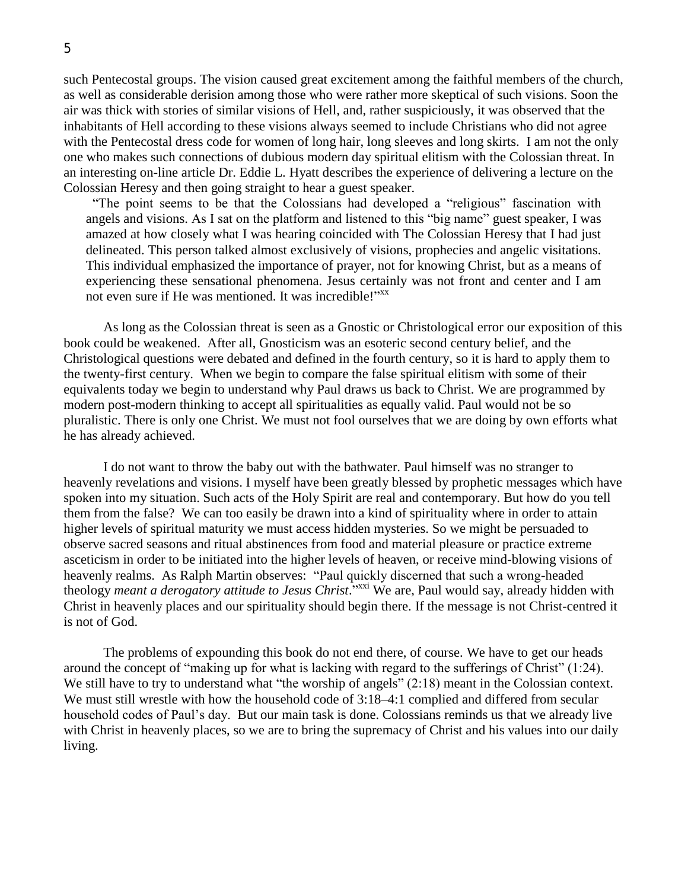such Pentecostal groups. The vision caused great excitement among the faithful members of the church, as well as considerable derision among those who were rather more skeptical of such visions. Soon the air was thick with stories of similar visions of Hell, and, rather suspiciously, it was observed that the inhabitants of Hell according to these visions always seemed to include Christians who did not agree with the Pentecostal dress code for women of long hair, long sleeves and long skirts. I am not the only one who makes such connections of dubious modern day spiritual elitism with the Colossian threat. In an interesting on-line article Dr. Eddie L. Hyatt describes the experience of delivering a lecture on the Colossian Heresy and then going straight to hear a guest speaker.

> "The point seems to be that the Colossians had developed a "religious" fascination with angels and visions. As I sat on the platform and listened to this "big name" guest speaker, I was amazed at how closely what I was hearing coincided with The Colossian Heresy that I had just delineated. This person talked almost exclusively of visions, prophecies and angelic visitations. This individual emphasized the importance of prayer, not for knowing Christ, but as a means of experiencing these sensational phenomena. Jesus certainly was not front and center and I am not even sure if He was mentioned. It was incredible!"[xx]

As long as the Colossian threat is seen as a Gnostic or Christological error our exposition of this book could be weakened. After all, Gnosticism was an esoteric second century belief, and the Christological questions were debated and defined in the fourth century, so it is hard to apply them to the twenty-first century. When we begin to compare the false spiritual elitism with some of their equivalents today we begin to understand why Paul draws us back to Christ. We are programmed by modern post-modern thinking to accept all spiritualities as equally valid. Paul would not be so pluralistic. There is only one Christ. We must not fool ourselves that we are doing by own efforts what he has already achieved.

I do not want to throw the baby out with the bathwater. Paul himself was no stranger to heavenly revelations and visions. I myself have been greatly blessed by prophetic messages which have spoken into my situation. Such acts of the Holy Spirit are real and contemporary. But how do you tell them from the false? We can too easily be drawn into a kind of spirituality where in order to attain higher levels of spiritual maturity we must access hidden mysteries. So we might be persuaded to observe sacred seasons and ritual abstinences from food and material pleasure or practice extreme asceticism in order to be initiated into the higher levels of heaven, or receive mind-blowing visions of heavenly realms. As Ralph Martin observes: "Paul quickly discerned that such a wrong-headed theology *meant a derogatory attitude to Jesus Christ*."[xxi] We are, Paul would say, already hidden with Christ in heavenly places and our spirituality should begin there. If the message is not Christ-centred it is not of God.

The problems of expounding this book do not end there, of course. We have to get our heads around the concept of "making up for what is lacking with regard to the sufferings of Christ" (1:24). We still have to try to understand what "the worship of angels" (2:18) meant in the Colossian context. We must still wrestle with how the household code of 3:18–4:1 complied and differed from secular household codes of Paul's day. But our main task is done. Colossians reminds us that we already live with Christ in heavenly places, so we are to bring the supremacy of Christ and his values into our daily living.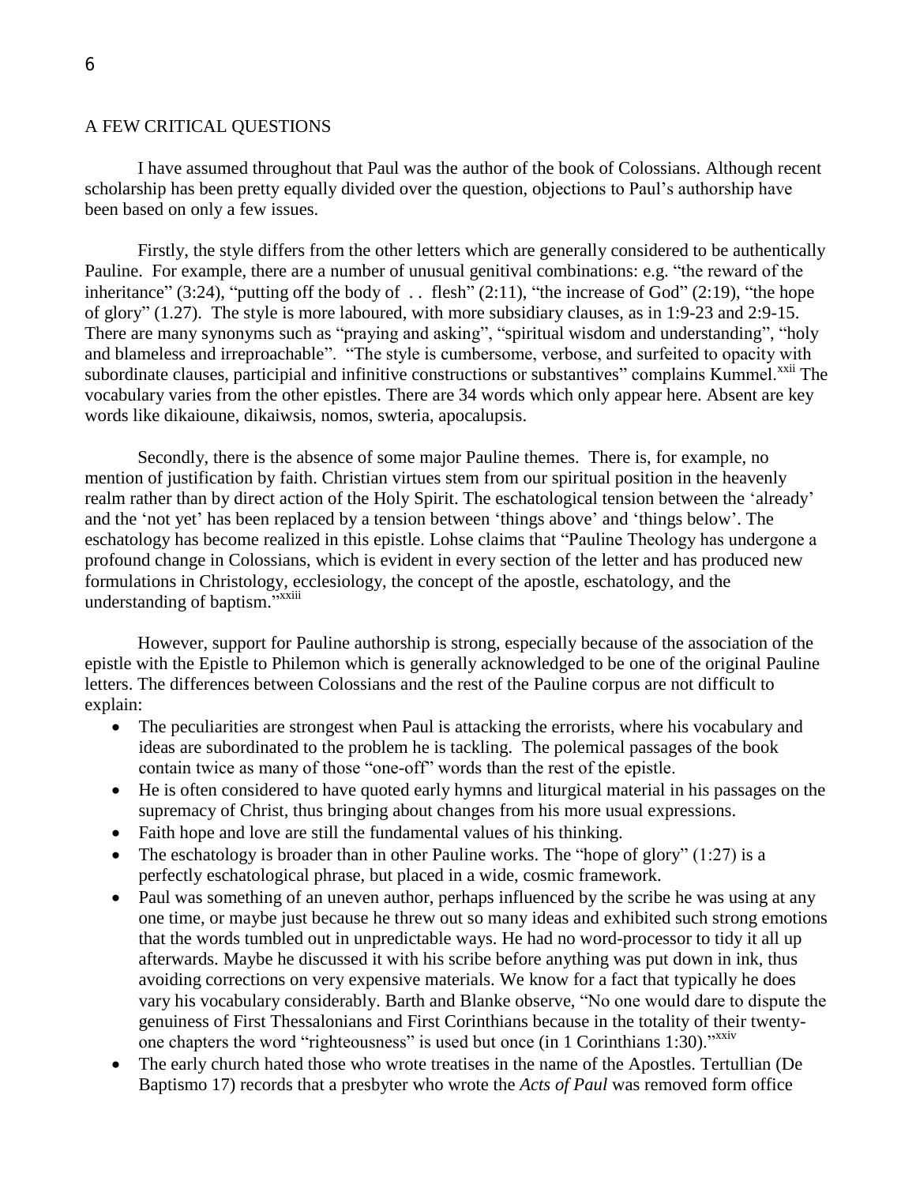## A FEW CRITICAL QUESTIONS

I have assumed throughout that Paul was the author of the book of Colossians. Although recent scholarship has been pretty equally divided over the question, objections to Paul's authorship have been based on only a few issues.

Firstly, the style differs from the other letters which are generally considered to be authentically Pauline. For example, there are a number of unusual genitival combinations: e.g. "the reward of the inheritance" (3:24), "putting off the body of . . flesh" (2:11), "the increase of God" (2:19), "the hope of glory" (1.27). The style is more laboured, with more subsidiary clauses, as in 1:9-23 and 2:9-15. There are many synonyms such as "praying and asking", "spiritual wisdom and understanding", "holy and blameless and irreproachable". "The style is cumbersome, verbose, and surfeited to opacity with subordinate clauses, participial and infinitive constructions or substantives" complains Kummel.[xxii] The vocabulary varies from the other epistles. There are 34 words which only appear here. Absent are key words like dikaioune, dikaiwsis, nomos, swteria, apocalupsis.

Secondly, there is the absence of some major Pauline themes. There is, for example, no mention of justification by faith. Christian virtues stem from our spiritual position in the heavenly realm rather than by direct action of the Holy Spirit. The eschatological tension between the 'already' and the 'not yet' has been replaced by a tension between 'things above' and 'things below'. The eschatology has become realized in this epistle. Lohse claims that "Pauline Theology has undergone a profound change in Colossians, which is evident in every section of the letter and has produced new formulations in Christology, ecclesiology, the concept of the apostle, eschatology, and the understanding of baptism."[xxiii]

However, support for Pauline authorship is strong, especially because of the association of the epistle with the Epistle to Philemon which is generally acknowledged to be one of the original Pauline letters. The differences between Colossians and the rest of the Pauline corpus are not difficult to explain:

- The peculiarities are strongest when Paul is attacking the errorists, where his vocabulary and ideas are subordinated to the problem he is tackling. The polemical passages of the book contain twice as many of those "one-off" words than the rest of the epistle.
- He is often considered to have quoted early hymns and liturgical material in his passages on the supremacy of Christ, thus bringing about changes from his more usual expressions.
- Faith hope and love are still the fundamental values of his thinking.
- The eschatology is broader than in other Pauline works. The "hope of glory" (1:27) is a perfectly eschatological phrase, but placed in a wide, cosmic framework.
- Paul was something of an uneven author, perhaps influenced by the scribe he was using at any one time, or maybe just because he threw out so many ideas and exhibited such strong emotions that the words tumbled out in unpredictable ways. He had no word-processor to tidy it all up afterwards. Maybe he discussed it with his scribe before anything was put down in ink, thus avoiding corrections on very expensive materials. We know for a fact that typically he does vary his vocabulary considerably. Barth and Blanke observe, "No one would dare to dispute the genuiness of First Thessalonians and First Corinthians because in the totality of their twenty-one chapters the word "righteousness" is used but once (in 1 Corinthians 1:30)."[xxiv]
- The early church hated those who wrote treatises in the name of the Apostles. Tertullian (De Baptismo 17) records that a presbyter who wrote the *Acts of Paul* was removed form office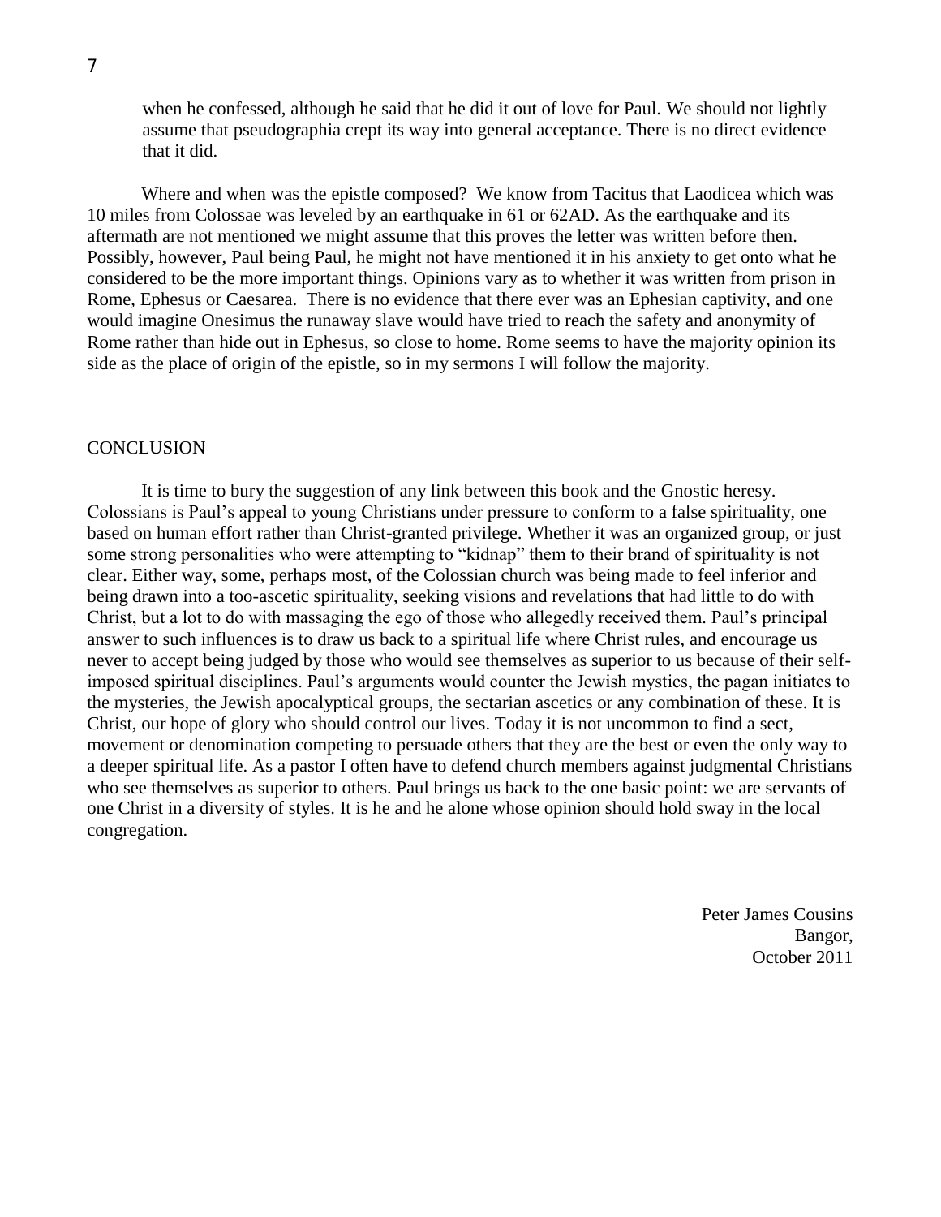when he confessed, although he said that he did it out of love for Paul. We should not lightly assume that pseudographia crept its way into general acceptance. There is no direct evidence that it did.

Where and when was the epistle composed? We know from Tacitus that Laodicea which was 10 miles from Colossae was leveled by an earthquake in 61 or 62AD. As the earthquake and its aftermath are not mentioned we might assume that this proves the letter was written before then. Possibly, however, Paul being Paul, he might not have mentioned it in his anxiety to get onto what he considered to be the more important things. Opinions vary as to whether it was written from prison in Rome, Ephesus or Caesarea. There is no evidence that there ever was an Ephesian captivity, and one would imagine Onesimus the runaway slave would have tried to reach the safety and anonymity of Rome rather than hide out in Ephesus, so close to home. Rome seems to have the majority opinion its side as the place of origin of the epistle, so in my sermons I will follow the majority.

## CONCLUSION

It is time to bury the suggestion of any link between this book and the Gnostic heresy. Colossians is Paul's appeal to young Christians under pressure to conform to a false spirituality, one based on human effort rather than Christ-granted privilege. Whether it was an organized group, or just some strong personalities who were attempting to "kidnap" them to their brand of spirituality is not clear. Either way, some, perhaps most, of the Colossian church was being made to feel inferior and being drawn into a too-ascetic spirituality, seeking visions and revelations that had little to do with Christ, but a lot to do with massaging the ego of those who allegedly received them. Paul's principal answer to such influences is to draw us back to a spiritual life where Christ rules, and encourage us never to accept being judged by those who would see themselves as superior to us because of their self-imposed spiritual disciplines. Paul's arguments would counter the Jewish mystics, the pagan initiates to the mysteries, the Jewish apocalyptical groups, the sectarian ascetics or any combination of these. It is Christ, our hope of glory who should control our lives. Today it is not uncommon to find a sect, movement or denomination competing to persuade others that they are the best or even the only way to a deeper spiritual life. As a pastor I often have to defend church members against judgmental Christians who see themselves as superior to others. Paul brings us back to the one basic point: we are servants of one Christ in a diversity of styles. It is he and he alone whose opinion should hold sway in the local congregation.

Peter James Cousins
Bangor,
October 2011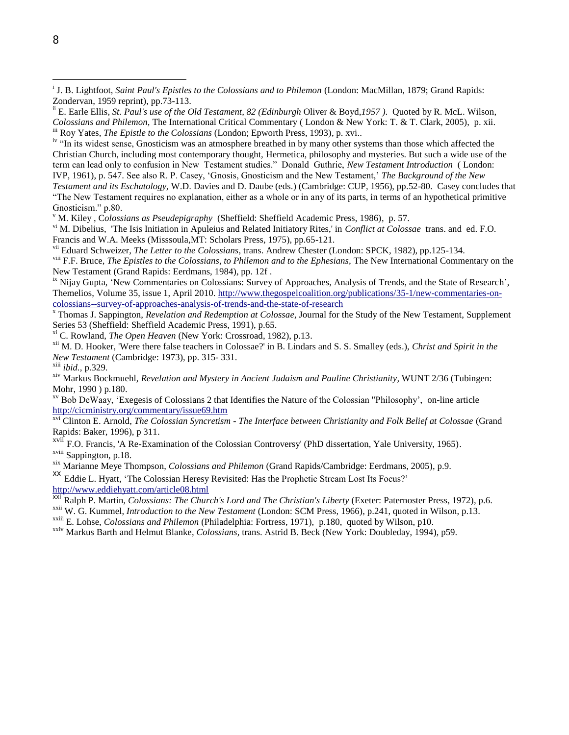[i] J. B. Lightfoot, *Saint Paul's Epistles to the Colossians and to Philemon* (London: MacMillan, 1879; Grand Rapids: Zondervan, 1959 reprint), pp.73-113.

[ii] E. Earle Ellis, *St. Paul's use of the Old Testament, 82 (Edinburgh* Oliver & Boyd,*1957 ).* Quoted by R. McL. Wilson, *Colossians and Philemon,* The International Critical Commentary ( London & New York: T. & T. Clark, 2005), p. xii.

[iii] Roy Yates, *The Epistle to the Colossians* (London; Epworth Press, 1993), p. xvi..

[iv] "In its widest sense, Gnosticism was an atmosphere breathed in by many other systems than those which affected the Christian Church, including most contemporary thought, Hermetica, philosophy and mysteries. But such a wide use of the term can lead only to confusion in New Testament studies." Donald Guthrie, *New Testament Introduction* ( London: IVP, 1961), p. 547. See also R. P. Casey, 'Gnosis, Gnosticism and the New Testament,' *The Background of the New Testament and its Eschatology,* W.D. Davies and D. Daube (eds.) (Cambridge: CUP, 1956), pp.52-80. Casey concludes that "The New Testament requires no explanation, either as a whole or in any of its parts, in terms of an hypothetical primitive Gnosticism." p.80.

[v] M. Kiley , C*olossians as Pseudepigraphy* (Sheffield: Sheffield Academic Press, 1986), p. 57.

[vi] M. Dibelius, 'The Isis Initiation in Apuleius and Related Initiatory Rites,' in *Conflict at Colossae* trans. and ed. F.O. Francis and W.A. Meeks (Misssoula,MT: Scholars Press, 1975), pp.65-121.

[vii] Eduard Schweizer, *The Letter to the Colossians*, trans. Andrew Chester (London: SPCK, 1982), pp.125-134.

[viii] F.F. Bruce, *The Epistles to the Colossians, to Philemon and to the Ephesians,* The New International Commentary on the New Testament (Grand Rapids: Eerdmans, 1984), pp. 12f .

[ix] Nijay Gupta, 'New Commentaries on Colossians: Survey of Approaches, Analysis of Trends, and the State of Research', Themelios, Volume 35, issue 1, April 2010. http://www.thegospelcoalition.org/publications/35-1/new-commentaries-on-colossians--survey-of-approaches-analysis-of-trends-and-the-state-of-research

[x] Thomas J. Sappington, *Revelation and Redemption at Colossae,* Journal for the Study of the New Testament, Supplement Series 53 (Sheffield: Sheffield Academic Press, 1991), p.65.

[xi] C. Rowland, *The Open Heaven* (New York: Crossroad, 1982), p.13.

[xii] M. D. Hooker, 'Were there false teachers in Colossae?' in B. Lindars and S. S. Smalley (eds.), *Christ and Spirit in the New Testament* (Cambridge: 1973), pp. 315- 331.

[xiii] *ibid.*, p.329.

[xiv] Markus Bockmuehl, *Revelation and Mystery in Ancient Judaism and Pauline Christianity*, WUNT 2/36 (Tubingen: Mohr, 1990 ) p.180.

[xv] Bob DeWaay, 'Exegesis of Colossians 2 that Identifies the Nature of the Colossian "Philosophy', on-line article http://cicministry.org/commentary/issue69.htm

[xvi] Clinton E. Arnold, *The Colossian Syncretism - The Interface between Christianity and Folk Belief at Colossae* (Grand Rapids: Baker, 1996), p 311.

[xvii] F.O. Francis, 'A Re-Examination of the Colossian Controversy' (PhD dissertation, Yale University, 1965).

[xviii] Sappington, p.18.

[xix] Marianne Meye Thompson, *Colossians and Philemon* (Grand Rapids/Cambridge: Eerdmans, 2005), p.9.

[xx] Eddie L. Hyatt, 'The Colossian Heresy Revisited: Has the Prophetic Stream Lost Its Focus?' http://www.eddiehyatt.com/article08.html

[xxi] Ralph P. Martin, *Colossians: The Church's Lord and The Christian's Liberty* (Exeter: Paternoster Press, 1972), p.6.

[xxii] W. G. Kummel, *Introduction to the New Testament* (London: SCM Press, 1966), p.241, quoted in Wilson, p.13.

[xxiii] E. Lohse, *Colossians and Philemon* (Philadelphia: Fortress, 1971), p.180, quoted by Wilson, p10.

[xxiv] Markus Barth and Helmut Blanke, *Colossians*, trans. Astrid B. Beck (New York: Doubleday, 1994), p59.